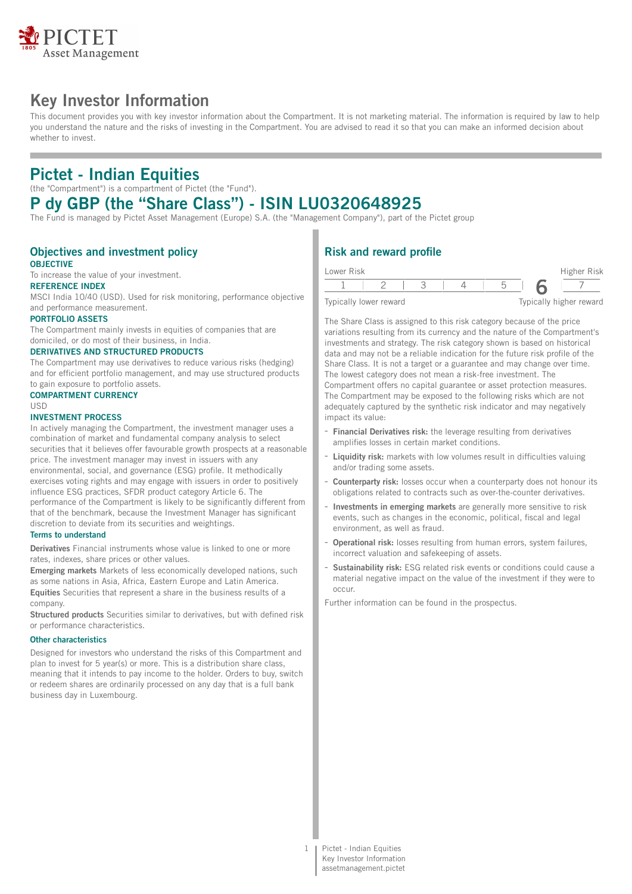# Key Investor Information

This document provides you with key investor information about the Compartment. It is not marketing material. The information is required by law to help you understand the nature and the risks of investing in the Compartment. You are advised to read it so that you can make an informed decision about whether to invest.

# Pictet - Indian Equities

(the "Compartment") is a compartment of Pictet (the "Fund").

# P dy GBP (the "Share Class") - ISIN LU0320648925

The Fund is managed by Pictet Asset Management (Europe) S.A. (the "Management Company"), part of the Pictet group

## Objectives and investment policy

**OBJECTIVE**

To increase the value of your investment.

**REFERENCE INDEX**

MSCI India 10/40 (USD). Used for risk monitoring, performance objective and performance measurement.

**PORTFOLIO ASSETS**

The Compartment mainly invests in equities of companies that are domiciled, or do most of their business, in India.

**DERIVATIVES AND STRUCTURED PRODUCTS**

The Compartment may use derivatives to reduce various risks (hedging) and for efficient portfolio management, and may use structured products to gain exposure to portfolio assets.

**COMPARTMENT CURRENCY**

USD

**INVESTMENT PROCESS**

In actively managing the Compartment, the investment manager uses a combination of market and fundamental company analysis to select securities that it believes offer favourable growth prospects at a reasonable price. The investment manager may invest in issuers with any environmental, social, and governance (ESG) profile. It methodically exercises voting rights and may engage with issuers in order to positively influence ESG practices, SFDR product category Article 6. The performance of the Compartment is likely to be significantly different from that of the benchmark, because the Investment Manager has significant discretion to deviate from its securities and weightings.

**Terms to understand**

**Derivatives** Financial instruments whose value is linked to one or more rates, indexes, share prices or other values.

**Emerging markets** Markets of less economically developed nations, such as some nations in Asia, Africa, Eastern Europe and Latin America.

**Equities** Securities that represent a share in the business results of a company.

**Structured products** Securities similar to derivatives, but with defined risk or performance characteristics.

**Other characteristics**

Designed for investors who understand the risks of this Compartment and plan to invest for 5 year(s) or more. This is a distribution share class, meaning that it intends to pay income to the holder. Orders to buy, switch or redeem shares are ordinarily processed on any day that is a full bank business day in Luxembourg.

## Risk and reward profile

| Lower Risk | | | | | | Higher Risk |
|---|---|---|---|---|---|---|
| 1 | 2 | 3 | 4 | 5 | **6** | 7 |
| Typically lower reward | | | | | | Typically higher reward |

The Share Class is assigned to this risk category because of the price variations resulting from its currency and the nature of the Compartment's investments and strategy. The risk category shown is based on historical data and may not be a reliable indication for the future risk profile of the Share Class. It is not a target or a guarantee and may change over time. The lowest category does not mean a risk-free investment. The Compartment offers no capital guarantee or asset protection measures. The Compartment may be exposed to the following risks which are not adequately captured by the synthetic risk indicator and may negatively impact its value:

- **Financial Derivatives risk:** the leverage resulting from derivatives amplifies losses in certain market conditions.
- **Liquidity risk:** markets with low volumes result in difficulties valuing and/or trading some assets.
- **Counterparty risk:** losses occur when a counterparty does not honour its obligations related to contracts such as over-the-counter derivatives.
- **Investments in emerging markets** are generally more sensitive to risk events, such as changes in the economic, political, fiscal and legal environment, as well as fraud.
- **Operational risk:** losses resulting from human errors, system failures, incorrect valuation and safekeeping of assets.
- **Sustainability risk:** ESG related risk events or conditions could cause a material negative impact on the value of the investment if they were to occur.

Further information can be found in the prospectus.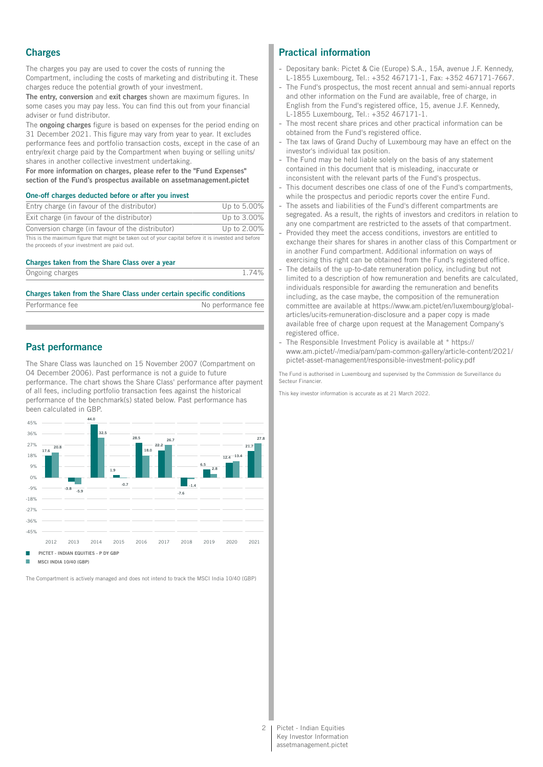## Charges

The charges you pay are used to cover the costs of running the Compartment, including the costs of marketing and distributing it. These charges reduce the potential growth of your investment.

**The entry, conversion** and **exit charges** shown are maximum figures. In some cases you may pay less. You can find this out from your financial adviser or fund distributor.

The **ongoing charges** figure is based on expenses for the period ending on 31 December 2021. This figure may vary from year to year. It excludes performance fees and portfolio transaction costs, except in the case of an entry/exit charge paid by the Compartment when buying or selling units/ shares in another collective investment undertaking.

**For more information on charges, please refer to the "Fund Expenses" section of the Fund's prospectus available on assetmanagement.pictet**

### One-off charges deducted before or after you invest

| | |
|---|---|
| Entry charge (in favour of the distributor) | Up to 5.00% |
| Exit charge (in favour of the distributor) | Up to 3.00% |
| Conversion charge (in favour of the distributor) | Up to 2.00% |

This is the maximum figure that might be taken out of your capital before it is invested and before the proceeds of your investment are paid out.

### Charges taken from the Share Class over a year

| | |
|---|---|
| Ongoing charges | 1.74% |

### Charges taken from the Share Class under certain specific conditions

| | |
|---|---|
| Performance fee | No performance fee |

## Past performance

The Share Class was launched on 15 November 2007 (Compartment on 04 December 2006). Past performance is not a guide to future performance. The chart shows the Share Class' performance after payment of all fees, including portfolio transaction fees against the historical performance of the benchmark(s) stated below. Past performance has been calculated in GBP.

45%
36%
27%
18%
9%
0%
-9%
-18%
-27%
-36%
-45%

17.6 20.8
-3.8 -5.9
44.0 32.5
1.9 -0.7
28.5 18.0
22.2 26.7
-7.6 -1.4
6.5 2.8
12.4 13.4
21.7 27.8

2012 2013 2014 2015 2016 2017 2018 2019 2020 2021

PICTET - INDIAN EQUITIES - P DY GBP
MSCI INDIA 10/40 (GBP)

The Compartment is actively managed and does not intend to track the MSCI India 10/40 (GBP)

## Practical information

- Depositary bank: Pictet & Cie (Europe) S.A., 15A, avenue J.F. Kennedy, L-1855 Luxembourg, Tel.: +352 467171-1, Fax: +352 467171-7667.
- The Fund's prospectus, the most recent annual and semi-annual reports and other information on the Fund are available, free of charge, in English from the Fund's registered office, 15, avenue J.F. Kennedy, L-1855 Luxembourg, Tel.: +352 467171-1.
- The most recent share prices and other practical information can be obtained from the Fund's registered office.
- The tax laws of Grand Duchy of Luxembourg may have an effect on the investor's individual tax position.
- The Fund may be held liable solely on the basis of any statement contained in this document that is misleading, inaccurate or inconsistent with the relevant parts of the Fund's prospectus.
- This document describes one class of one of the Fund's compartments, while the prospectus and periodic reports cover the entire Fund.
- The assets and liabilities of the Fund's different compartments are segregated. As a result, the rights of investors and creditors in relation to any one compartment are restricted to the assets of that compartment.
- Provided they meet the access conditions, investors are entitled to exchange their shares for shares in another class of this Compartment or in another Fund compartment. Additional information on ways of exercising this right can be obtained from the Fund's registered office.
- The details of the up-to-date remuneration policy, including but not limited to a description of how remuneration and benefits are calculated, individuals responsible for awarding the remuneration and benefits including, as the case maybe, the composition of the remuneration committee are available at https://www.am.pictet/en/luxembourg/global-articles/ucits-remuneration-disclosure and a paper copy is made available free of charge upon request at the Management Company's registered office.
- The Responsible Investment Policy is available at * https://www.am.pictet/-/media/pam/pam-common-gallery/article-content/2021/pictet-asset-management/responsible-investment-policy.pdf

The Fund is authorised in Luxembourg and supervised by the Commission de Surveillance du Secteur Financier.

This key investor information is accurate as at 21 March 2022.